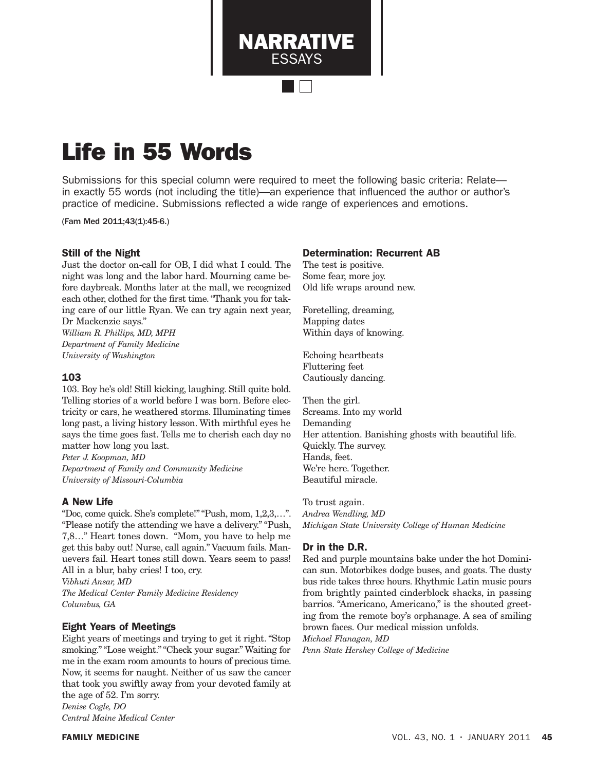NARRATIVE ESSAYS

# Life in 55 Words

Submissions for this special column were required to meet the following basic criteria: Relate—in exactly 55 words (not including the title)—an experience that influenced the author or author's practice of medicine. Submissions reflected a wide range of experiences and emotions.

(Fam Med 2011;43(1):45-6.)

### Still of the Night

Just the doctor on-call for OB, I did what I could. The night was long and the labor hard. Mourning came before daybreak. Months later at the mall, we recognized each other, clothed for the first time. "Thank you for taking care of our little Ryan. We can try again next year, Dr Mackenzie says."

*William R. Phillips, MD, MPH*
*Department of Family Medicine*
*University of Washington*

### 103

103. Boy he's old! Still kicking, laughing. Still quite bold. Telling stories of a world before I was born. Before electricity or cars, he weathered storms. Illuminating times long past, a living history lesson. With mirthful eyes he says the time goes fast. Tells me to cherish each day no matter how long you last.

*Peter J. Koopman, MD*
*Department of Family and Community Medicine*
*University of Missouri-Columbia*

### A New Life

"Doc, come quick. She's complete!" "Push, mom, 1,2,3,…". "Please notify the attending we have a delivery." "Push, 7,8…" Heart tones down. "Mom, you have to help me get this baby out! Nurse, call again." Vacuum fails. Maneuvers fail. Heart tones still down. Years seem to pass! All in a blur, baby cries! I too, cry.

*Vibhuti Ansar, MD*
*The Medical Center Family Medicine Residency*
*Columbus, GA*

### Eight Years of Meetings

Eight years of meetings and trying to get it right. "Stop smoking." "Lose weight." "Check your sugar." Waiting for me in the exam room amounts to hours of precious time. Now, it seems for naught. Neither of us saw the cancer that took you swiftly away from your devoted family at the age of 52. I'm sorry.

*Denise Cogle, DO*
*Central Maine Medical Center*

### Determination: Recurrent AB

The test is positive.
Some fear, more joy.
Old life wraps around new.

Foretelling, dreaming,
Mapping dates
Within days of knowing.

Echoing heartbeats
Fluttering feet
Cautiously dancing.

Then the girl.
Screams. Into my world
Demanding
Her attention. Banishing ghosts with beautiful life.
Quickly. The survey.
Hands, feet.
We're here. Together.
Beautiful miracle.

To trust again.

*Andrea Wendling, MD*
*Michigan State University College of Human Medicine*

### Dr in the D.R.

Red and purple mountains bake under the hot Dominican sun. Motorbikes dodge buses, and goats. The dusty bus ride takes three hours. Rhythmic Latin music pours from brightly painted cinderblock shacks, in passing barrios. "Americano, Americano," is the shouted greeting from the remote boy's orphanage. A sea of smiling brown faces. Our medical mission unfolds.

*Michael Flanagan, MD*
*Penn State Hershey College of Medicine*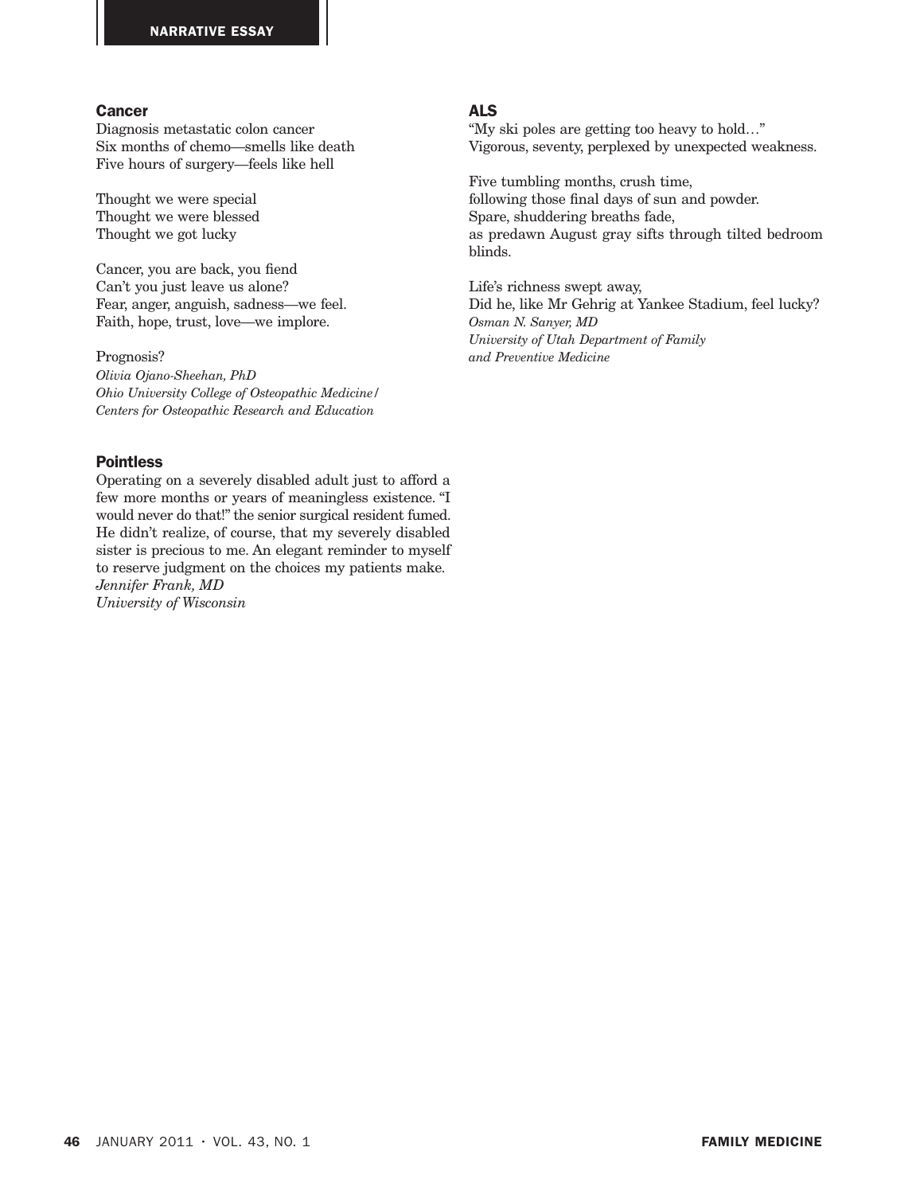### Cancer

Diagnosis metastatic colon cancer
Six months of chemo—smells like death
Five hours of surgery—feels like hell

Thought we were special
Thought we were blessed
Thought we got lucky

Cancer, you are back, you fiend
Can't you just leave us alone?
Fear, anger, anguish, sadness—we feel.
Faith, hope, trust, love—we implore.

Prognosis?

*Olivia Ojano-Sheehan, PhD*
*Ohio University College of Osteopathic Medicine/ Centers for Osteopathic Research and Education*

### Pointless

Operating on a severely disabled adult just to afford a few more months or years of meaningless existence. "I would never do that!" the senior surgical resident fumed. He didn't realize, of course, that my severely disabled sister is precious to me. An elegant reminder to myself to reserve judgment on the choices my patients make.

*Jennifer Frank, MD*
*University of Wisconsin*

### ALS

"My ski poles are getting too heavy to hold…"
Vigorous, seventy, perplexed by unexpected weakness.

Five tumbling months, crush time,
following those final days of sun and powder.
Spare, shuddering breaths fade,
as predawn August gray sifts through tilted bedroom blinds.

Life's richness swept away,
Did he, like Mr Gehrig at Yankee Stadium, feel lucky?

*Osman N. Sanyer, MD*
*University of Utah Department of Family and Preventive Medicine*